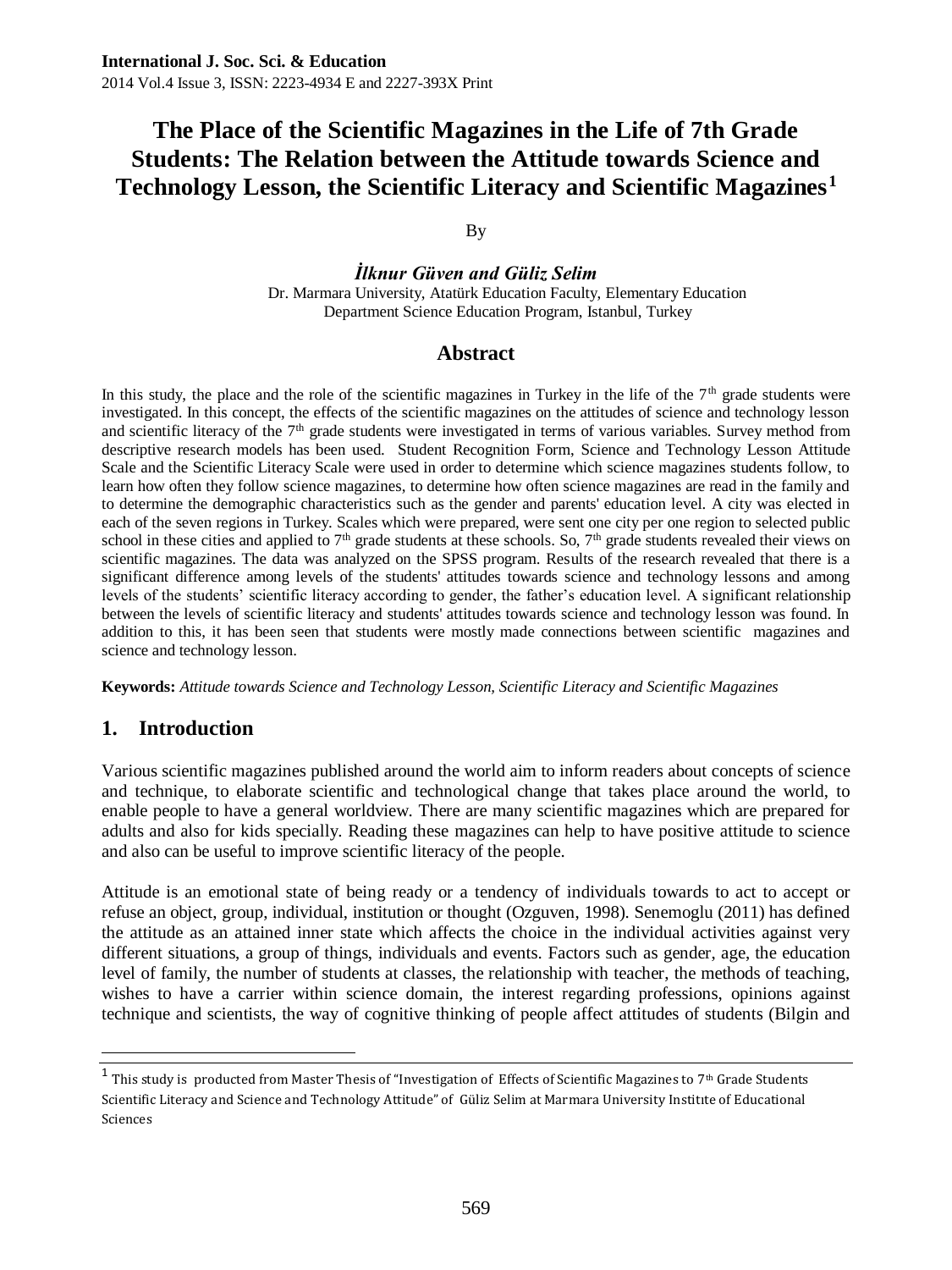# The Place of the Scientific Magazines in the Life of 7th Grade Students: The Relation between the Attitude towards Science and Technology Lesson, the Scientific Literacy and Scientific Magazines[1]

By

***İlknur Güven and Güliz Selim***

Dr. Marmara University, Atatürk Education Faculty, Elementary Education Department Science Education Program, Istanbul, Turkey

## Abstract

In this study, the place and the role of the scientific magazines in Turkey in the life of the 7th grade students were investigated. In this concept, the effects of the scientific magazines on the attitudes of science and technology lesson and scientific literacy of the 7th grade students were investigated in terms of various variables. Survey method from descriptive research models has been used. Student Recognition Form, Science and Technology Lesson Attitude Scale and the Scientific Literacy Scale were used in order to determine which science magazines students follow, to learn how often they follow science magazines, to determine how often science magazines are read in the family and to determine the demographic characteristics such as the gender and parents' education level. A city was elected in each of the seven regions in Turkey. Scales which were prepared, were sent one city per one region to selected public school in these cities and applied to 7th grade students at these schools. So, 7th grade students revealed their views on scientific magazines. The data was analyzed on the SPSS program. Results of the research revealed that there is a significant difference among levels of the students' attitudes towards science and technology lessons and among levels of the students' scientific literacy according to gender, the father's education level. A significant relationship between the levels of scientific literacy and students' attitudes towards science and technology lesson was found. In addition to this, it has been seen that students were mostly made connections between scientific magazines and science and technology lesson.

**Keywords:** *Attitude towards Science and Technology Lesson, Scientific Literacy and Scientific Magazines*

## 1. Introduction

Various scientific magazines published around the world aim to inform readers about concepts of science and technique, to elaborate scientific and technological change that takes place around the world, to enable people to have a general worldview. There are many scientific magazines which are prepared for adults and also for kids specially. Reading these magazines can help to have positive attitude to science and also can be useful to improve scientific literacy of the people.

Attitude is an emotional state of being ready or a tendency of individuals towards to act to accept or refuse an object, group, individual, institution or thought (Ozguven, 1998). Senemoglu (2011) has defined the attitude as an attained inner state which affects the choice in the individual activities against very different situations, a group of things, individuals and events. Factors such as gender, age, the education level of family, the number of students at classes, the relationship with teacher, the methods of teaching, wishes to have a carrier within science domain, the interest regarding professions, opinions against technique and scientists, the way of cognitive thinking of people affect attitudes of students (Bilgin and

---

[1] This study is producted from Master Thesis of "Investigation of Effects of Scientific Magazines to 7th Grade Students Scientific Literacy and Science and Technology Attitude" of Güliz Selim at Marmara University Institıte of Educational Sciences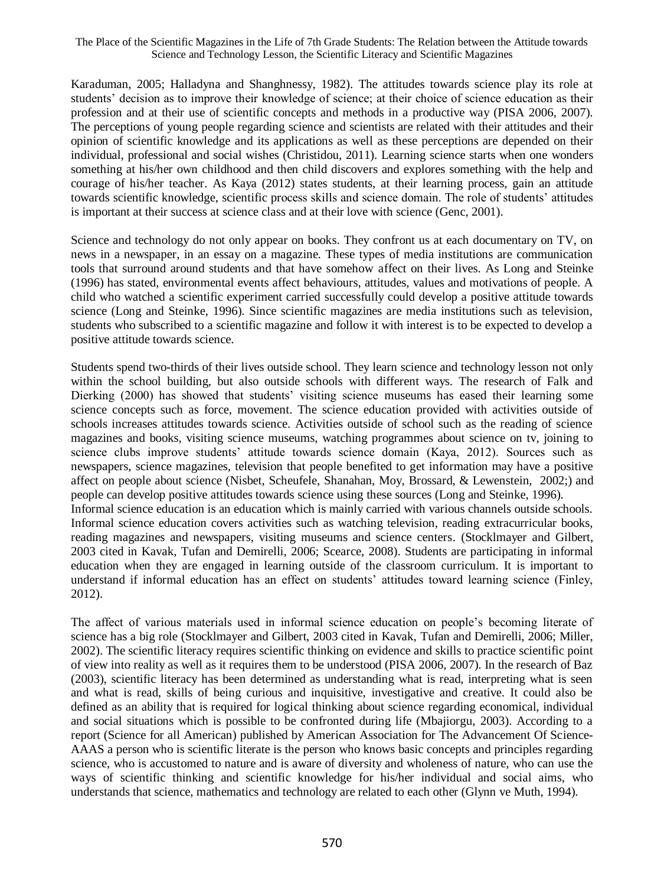Karaduman, 2005; Halladyna and Shanghnessy, 1982). The attitudes towards science play its role at students' decision as to improve their knowledge of science; at their choice of science education as their profession and at their use of scientific concepts and methods in a productive way (PISA 2006, 2007). The perceptions of young people regarding science and scientists are related with their attitudes and their opinion of scientific knowledge and its applications as well as these perceptions are depended on their individual, professional and social wishes (Christidou, 2011). Learning science starts when one wonders something at his/her own childhood and then child discovers and explores something with the help and courage of his/her teacher. As Kaya (2012) states students, at their learning process, gain an attitude towards scientific knowledge, scientific process skills and science domain. The role of students' attitudes is important at their success at science class and at their love with science (Genc, 2001).

Science and technology do not only appear on books. They confront us at each documentary on TV, on news in a newspaper, in an essay on a magazine. These types of media institutions are communication tools that surround around students and that have somehow affect on their lives. As Long and Steinke (1996) has stated, environmental events affect behaviours, attitudes, values and motivations of people. A child who watched a scientific experiment carried successfully could develop a positive attitude towards science (Long and Steinke, 1996). Since scientific magazines are media institutions such as television, students who subscribed to a scientific magazine and follow it with interest is to be expected to develop a positive attitude towards science.

Students spend two-thirds of their lives outside school. They learn science and technology lesson not only within the school building, but also outside schools with different ways. The research of Falk and Dierking (2000) has showed that students' visiting science museums has eased their learning some science concepts such as force, movement. The science education provided with activities outside of schools increases attitudes towards science. Activities outside of school such as the reading of science magazines and books, visiting science museums, watching programmes about science on tv, joining to science clubs improve students' attitude towards science domain (Kaya, 2012). Sources such as newspapers, science magazines, television that people benefited to get information may have a positive affect on people about science (Nisbet, Scheufele, Shanahan, Moy, Brossard, & Lewenstein, 2002;) and people can develop positive attitudes towards science using these sources (Long and Steinke, 1996).
Informal science education is an education which is mainly carried with various channels outside schools. Informal science education covers activities such as watching television, reading extracurricular books, reading magazines and newspapers, visiting museums and science centers. (Stocklmayer and Gilbert, 2003 cited in Kavak, Tufan and Demirelli, 2006; Scearce, 2008). Students are participating in informal education when they are engaged in learning outside of the classroom curriculum. It is important to understand if informal education has an effect on students' attitudes toward learning science (Finley, 2012).

The affect of various materials used in informal science education on people's becoming literate of science has a big role (Stocklmayer and Gilbert, 2003 cited in Kavak, Tufan and Demirelli, 2006; Miller, 2002). The scientific literacy requires scientific thinking on evidence and skills to practice scientific point of view into reality as well as it requires them to be understood (PISA 2006, 2007). In the research of Baz (2003), scientific literacy has been determined as understanding what is read, interpreting what is seen and what is read, skills of being curious and inquisitive, investigative and creative. It could also be defined as an ability that is required for logical thinking about science regarding economical, individual and social situations which is possible to be confronted during life (Mbajiorgu, 2003). According to a report (Science for all American) published by American Association for The Advancement Of Science-AAAS a person who is scientific literate is the person who knows basic concepts and principles regarding science, who is accustomed to nature and is aware of diversity and wholeness of nature, who can use the ways of scientific thinking and scientific knowledge for his/her individual and social aims, who understands that science, mathematics and technology are related to each other (Glynn ve Muth, 1994).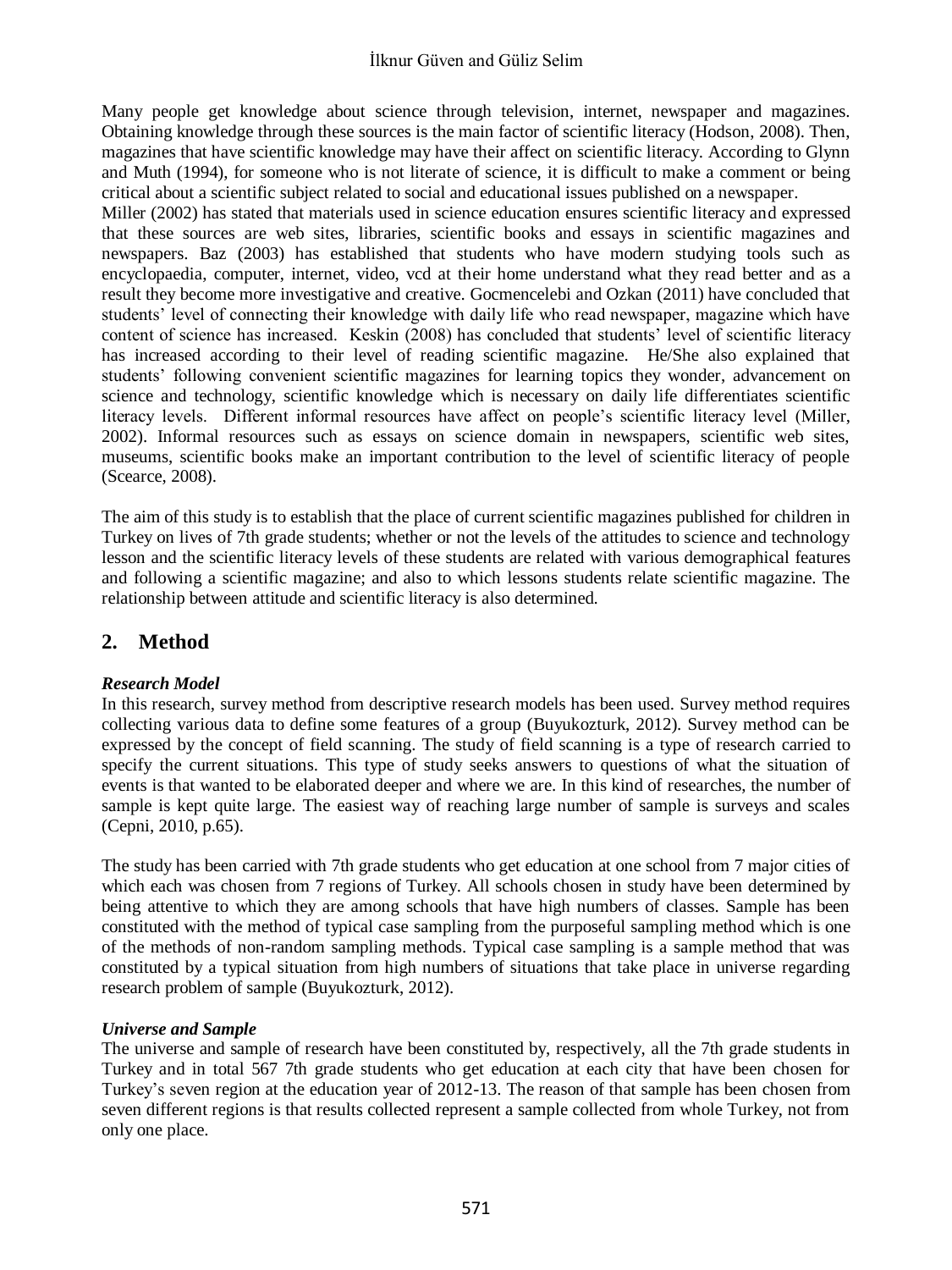Many people get knowledge about science through television, internet, newspaper and magazines. Obtaining knowledge through these sources is the main factor of scientific literacy (Hodson, 2008). Then, magazines that have scientific knowledge may have their affect on scientific literacy. According to Glynn and Muth (1994), for someone who is not literate of science, it is difficult to make a comment or being critical about a scientific subject related to social and educational issues published on a newspaper.

Miller (2002) has stated that materials used in science education ensures scientific literacy and expressed that these sources are web sites, libraries, scientific books and essays in scientific magazines and newspapers. Baz (2003) has established that students who have modern studying tools such as encyclopaedia, computer, internet, video, vcd at their home understand what they read better and as a result they become more investigative and creative. Gocmencelebi and Ozkan (2011) have concluded that students' level of connecting their knowledge with daily life who read newspaper, magazine which have content of science has increased. Keskin (2008) has concluded that students' level of scientific literacy has increased according to their level of reading scientific magazine. He/She also explained that students' following convenient scientific magazines for learning topics they wonder, advancement on science and technology, scientific knowledge which is necessary on daily life differentiates scientific literacy levels. Different informal resources have affect on people's scientific literacy level (Miller, 2002). Informal resources such as essays on science domain in newspapers, scientific web sites, museums, scientific books make an important contribution to the level of scientific literacy of people (Scearce, 2008).

The aim of this study is to establish that the place of current scientific magazines published for children in Turkey on lives of 7th grade students; whether or not the levels of the attitudes to science and technology lesson and the scientific literacy levels of these students are related with various demographical features and following a scientific magazine; and also to which lessons students relate scientific magazine. The relationship between attitude and scientific literacy is also determined.

## 2. Method

***Research Model***

In this research, survey method from descriptive research models has been used. Survey method requires collecting various data to define some features of a group (Buyukozturk, 2012). Survey method can be expressed by the concept of field scanning. The study of field scanning is a type of research carried to specify the current situations. This type of study seeks answers to questions of what the situation of events is that wanted to be elaborated deeper and where we are. In this kind of researches, the number of sample is kept quite large. The easiest way of reaching large number of sample is surveys and scales (Cepni, 2010, p.65).

The study has been carried with 7th grade students who get education at one school from 7 major cities of which each was chosen from 7 regions of Turkey. All schools chosen in study have been determined by being attentive to which they are among schools that have high numbers of classes. Sample has been constituted with the method of typical case sampling from the purposeful sampling method which is one of the methods of non-random sampling methods. Typical case sampling is a sample method that was constituted by a typical situation from high numbers of situations that take place in universe regarding research problem of sample (Buyukozturk, 2012).

***Universe and Sample***

The universe and sample of research have been constituted by, respectively, all the 7th grade students in Turkey and in total 567 7th grade students who get education at each city that have been chosen for Turkey's seven region at the education year of 2012-13. The reason of that sample has been chosen from seven different regions is that results collected represent a sample collected from whole Turkey, not from only one place.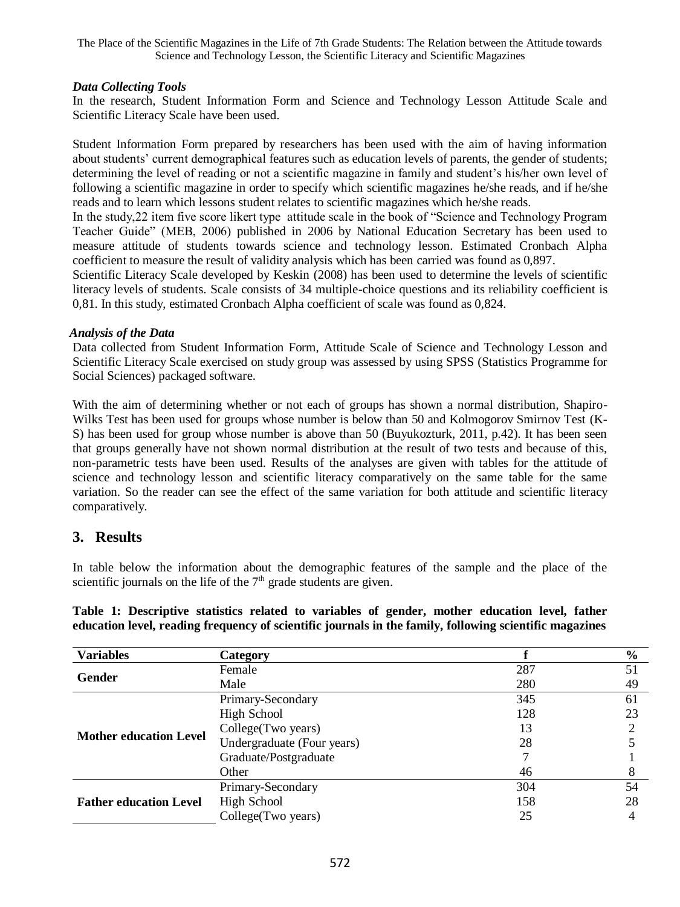#### *Data Collecting Tools*

In the research, Student Information Form and Science and Technology Lesson Attitude Scale and Scientific Literacy Scale have been used.

Student Information Form prepared by researchers has been used with the aim of having information about students' current demographical features such as education levels of parents, the gender of students; determining the level of reading or not a scientific magazine in family and student's his/her own level of following a scientific magazine in order to specify which scientific magazines he/she reads, and if he/she reads and to learn which lessons student relates to scientific magazines which he/she reads.

In the study,22 item five score likert type attitude scale in the book of "Science and Technology Program Teacher Guide" (MEB, 2006) published in 2006 by National Education Secretary has been used to measure attitude of students towards science and technology lesson. Estimated Cronbach Alpha coefficient to measure the result of validity analysis which has been carried was found as 0,897.

Scientific Literacy Scale developed by Keskin (2008) has been used to determine the levels of scientific literacy levels of students. Scale consists of 34 multiple-choice questions and its reliability coefficient is 0,81. In this study, estimated Cronbach Alpha coefficient of scale was found as 0,824.

#### *Analysis of the Data*

Data collected from Student Information Form, Attitude Scale of Science and Technology Lesson and Scientific Literacy Scale exercised on study group was assessed by using SPSS (Statistics Programme for Social Sciences) packaged software.

With the aim of determining whether or not each of groups has shown a normal distribution, Shapiro-Wilks Test has been used for groups whose number is below than 50 and Kolmogorov Smirnov Test (K-S) has been used for group whose number is above than 50 (Buyukozturk, 2011, p.42). It has been seen that groups generally have not shown normal distribution at the result of two tests and because of this, non-parametric tests have been used. Results of the analyses are given with tables for the attitude of science and technology lesson and scientific literacy comparatively on the same table for the same variation. So the reader can see the effect of the same variation for both attitude and scientific literacy comparatively.

## 3. Results

In table below the information about the demographic features of the sample and the place of the scientific journals on the life of the 7th grade students are given.

**Table 1: Descriptive statistics related to variables of gender, mother education level, father education level, reading frequency of scientific journals in the family, following scientific magazines**

| Variables | Category | f | % |
|---|---|---|---|
| **Gender** | Female | 287 | 51 |
| | Male | 280 | 49 |
| **Mother education Level** | Primary-Secondary | 345 | 61 |
| | High School | 128 | 23 |
| | College(Two years) | 13 | 2 |
| | Undergraduate (Four years) | 28 | 5 |
| | Graduate/Postgraduate | 7 | 1 |
| | Other | 46 | 8 |
| **Father education Level** | Primary-Secondary | 304 | 54 |
| | High School | 158 | 28 |
| | College(Two years) | 25 | 4 |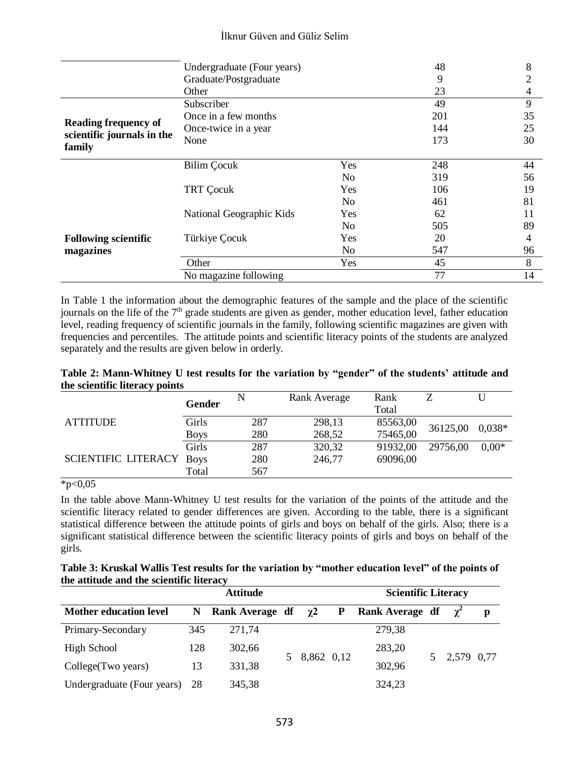| | | | | |
|---|---|---|---|---|
| | Undergraduate (Four years) | | 48 | 8 |
| | Graduate/Postgraduate | | 9 | 2 |
| | Other | | 23 | 4 |
| **Reading frequency of scientific journals in the family** | Subscriber | | 49 | 9 |
| | Once in a few months | | 201 | 35 |
| | Once-twice in a year | | 144 | 25 |
| | None | | 173 | 30 |
| **Following scientific magazines** | Bilim Çocuk | Yes | 248 | 44 |
| | | No | 319 | 56 |
| | TRT Çocuk | Yes | 106 | 19 |
| | | No | 461 | 81 |
| | National Geographic Kids | Yes | 62 | 11 |
| | | No | 505 | 89 |
| | Türkiye Çocuk | Yes | 20 | 4 |
| | | No | 547 | 96 |
| | Other | Yes | 45 | 8 |
| | No magazine following | | 77 | 14 |

In Table 1 the information about the demographic features of the sample and the place of the scientific journals on the life of the 7[th] grade students are given as gender, mother education level, father education level, reading frequency of scientific journals in the family, following scientific magazines are given with frequencies and percentiles. The attitude points and scientific literacy points of the students are analyzed separately and the results are given below in orderly.

**Table 2: Mann-Whitney U test results for the variation by "gender" of the students' attitude and the scientific literacy points**

| | Gender | N | Rank Average | Rank Total | Z | U |
|---|---|---|---|---|---|---|
| ATTITUDE | Girls | 287 | 298,13 | 85563,00 | 36125,00 | 0,038* |
| | Boys | 280 | 268,52 | 75465,00 | | |
| SCIENTIFIC LITERACY | Girls | 287 | 320,32 | 91932,00 | 29756,00 | 0,00* |
| | Boys | 280 | 246,77 | 69096,00 | | |
| | Total | 567 | | | | |

*p<0,05

In the table above Mann-Whitney U test results for the variation of the points of the attitude and the scientific literacy related to gender differences are given. According to the table, there is a significant statistical difference between the attitude points of girls and boys on behalf of the girls. Also; there is a significant statistical difference between the scientific literacy points of girls and boys on behalf of the girls.

**Table 3: Kruskal Wallis Test results for the variation by "mother education level" of the points of the attitude and the scientific literacy**

| | | Attitude | | | | Scientific Literacy | | | |
|---|---|---|---|---|---|---|---|---|---|
| **Mother education level** | **N** | **Rank Average** | **df** | **$\chi 2$** | **P** | **Rank Average** | **df** | **$\chi^2$** | **p** |
| Primary-Secondary | 345 | 271,74 | 5 | 8,862 | 0,12 | 279,38 | 5 | 2,579 | 0,77 |
| High School | 128 | 302,66 | | | | 283,20 | | | |
| College(Two years) | 13 | 331,38 | | | | 302,96 | | | |
| Undergraduate (Four years) | 28 | 345,38 | | | | 324,23 | | | |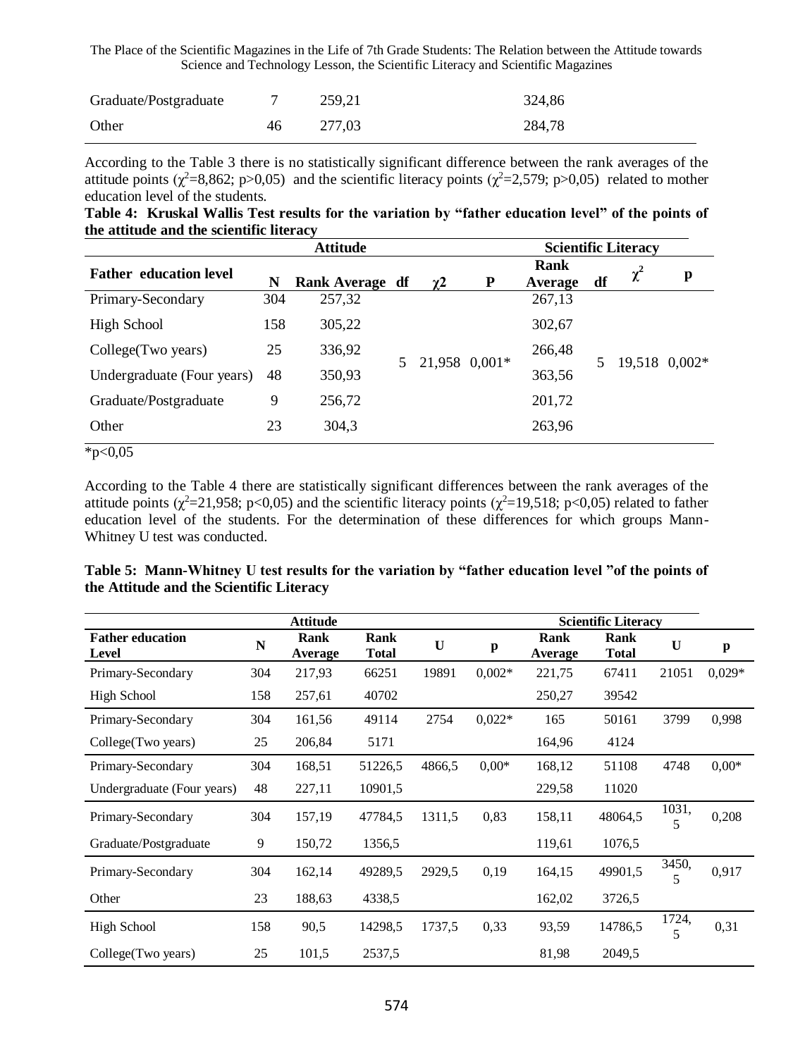| Graduate/Postgraduate | 7 | 259,21 | | | | 324,86 | | | |
|---|---|---|---|---|---|---|---|---|---|
| Other | 46 | 277,03 | | | | 284,78 | | | |

According to the Table 3 there is no statistically significant difference between the rank averages of the attitude points ($\chi^2$=8,862; p>0,05) and the scientific literacy points ($\chi^2$=2,579; p>0,05) related to mother education level of the students.

**Table 4: Kruskal Wallis Test results for the variation by "father education level" of the points of the attitude and the scientific literacy**

| | | Attitude | | | | Scientific Literacy | | | |
|---|---|---|---|---|---|---|---|---|---|
| **Father education level** | **N** | **Rank Average** | **df** | **$\chi$2** | **P** | **Rank Average** | **df** | **$\chi^2$** | **p** |
| Primary-Secondary | 304 | 257,32 | 5 | 21,958 | 0,001* | 267,13 | 5 | 19,518 | 0,002* |
| High School | 158 | 305,22 | | | | 302,67 | | | |
| College(Two years) | 25 | 336,92 | | | | 266,48 | | | |
| Undergraduate (Four years) | 48 | 350,93 | | | | 363,56 | | | |
| Graduate/Postgraduate | 9 | 256,72 | | | | 201,72 | | | |
| Other | 23 | 304,3 | | | | 263,96 | | | |

*p<0,05

According to the Table 4 there are statistically significant differences between the rank averages of the attitude points ($\chi^2$=21,958; p<0,05) and the scientific literacy points ($\chi^2$=19,518; p<0,05) related to father education level of the students. For the determination of these differences for which groups Mann-Whitney U test was conducted.

**Table 5: Mann-Whitney U test results for the variation by "father education level "of the points of the Attitude and the Scientific Literacy**

| | | Attitude | | | | Scientific Literacy | | | |
|---|---|---|---|---|---|---|---|---|---|
| **Father education Level** | **N** | **Rank Average** | **Rank Total** | **U** | **p** | **Rank Average** | **Rank Total** | **U** | **p** |
| Primary-Secondary | 304 | 217,93 | 66251 | 19891 | 0,002* | 221,75 | 67411 | 21051 | 0,029* |
| High School | 158 | 257,61 | 40702 | | | 250,27 | 39542 | | |
| Primary-Secondary | 304 | 161,56 | 49114 | 2754 | 0,022* | 165 | 50161 | 3799 | 0,998 |
| College(Two years) | 25 | 206,84 | 5171 | | | 164,96 | 4124 | | |
| Primary-Secondary | 304 | 168,51 | 51226,5 | 4866,5 | 0,00* | 168,12 | 51108 | 4748 | 0,00* |
| Undergraduate (Four years) | 48 | 227,11 | 10901,5 | | | 229,58 | 11020 | | |
| Primary-Secondary | 304 | 157,19 | 47784,5 | 1311,5 | 0,83 | 158,11 | 48064,5 | 1031,5 | 0,208 |
| Graduate/Postgraduate | 9 | 150,72 | 1356,5 | | | 119,61 | 1076,5 | | |
| Primary-Secondary | 304 | 162,14 | 49289,5 | 2929,5 | 0,19 | 164,15 | 49901,5 | 3450,5 | 0,917 |
| Other | 23 | 188,63 | 4338,5 | | | 162,02 | 3726,5 | | |
| High School | 158 | 90,5 | 14298,5 | 1737,5 | 0,33 | 93,59 | 14786,5 | 1724,5 | 0,31 |
| College(Two years) | 25 | 101,5 | 2537,5 | | | 81,98 | 2049,5 | | |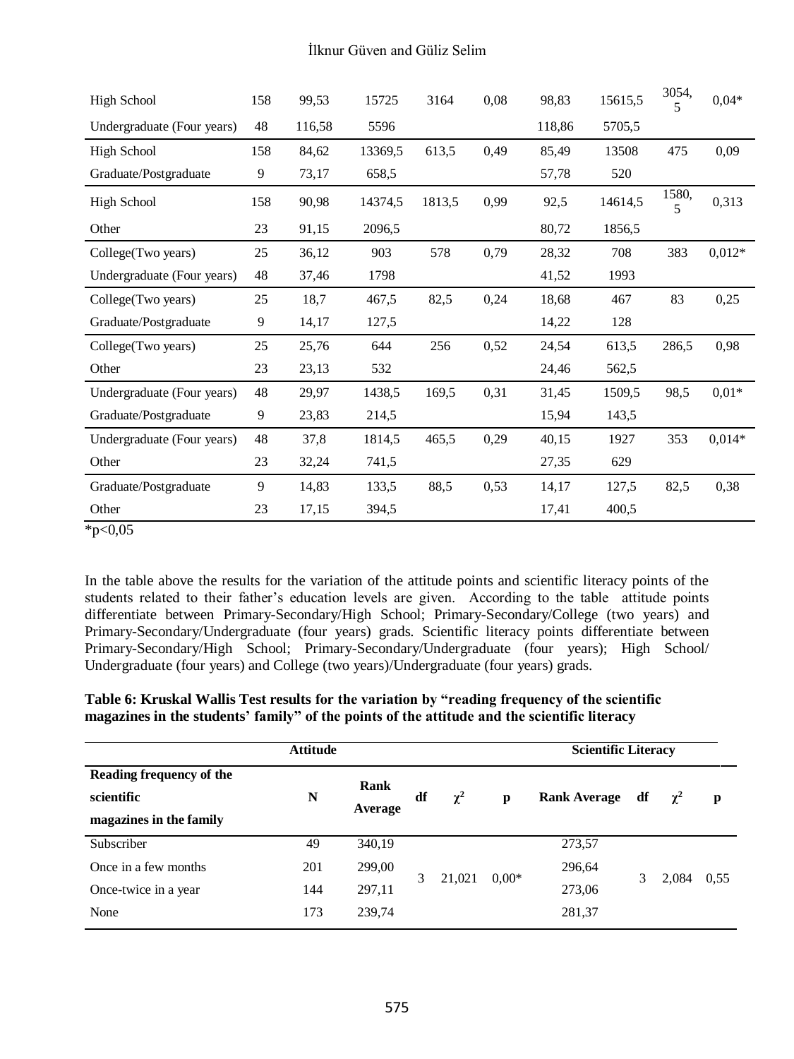| | | | | | | | | | |
|---|---|---|---|---|---|---|---|---|---|
| High School | 158 | 99,53 | 15725 | 3164 | 0,08 | 98,83 | 15615,5 | 3054,5 | 0,04* |
| Undergraduate (Four years) | 48 | 116,58 | 5596 | | | 118,86 | 5705,5 | | |
| High School | 158 | 84,62 | 13369,5 | 613,5 | 0,49 | 85,49 | 13508 | 475 | 0,09 |
| Graduate/Postgraduate | 9 | 73,17 | 658,5 | | | 57,78 | 520 | | |
| High School | 158 | 90,98 | 14374,5 | 1813,5 | 0,99 | 92,5 | 14614,5 | 1580,5 | 0,313 |
| Other | 23 | 91,15 | 2096,5 | | | 80,72 | 1856,5 | | |
| College(Two years) | 25 | 36,12 | 903 | 578 | 0,79 | 28,32 | 708 | 383 | 0,012* |
| Undergraduate (Four years) | 48 | 37,46 | 1798 | | | 41,52 | 1993 | | |
| College(Two years) | 25 | 18,7 | 467,5 | 82,5 | 0,24 | 18,68 | 467 | 83 | 0,25 |
| Graduate/Postgraduate | 9 | 14,17 | 127,5 | | | 14,22 | 128 | | |
| College(Two years) | 25 | 25,76 | 644 | 256 | 0,52 | 24,54 | 613,5 | 286,5 | 0,98 |
| Other | 23 | 23,13 | 532 | | | 24,46 | 562,5 | | |
| Undergraduate (Four years) | 48 | 29,97 | 1438,5 | 169,5 | 0,31 | 31,45 | 1509,5 | 98,5 | 0,01* |
| Graduate/Postgraduate | 9 | 23,83 | 214,5 | | | 15,94 | 143,5 | | |
| Undergraduate (Four years) | 48 | 37,8 | 1814,5 | 465,5 | 0,29 | 40,15 | 1927 | 353 | 0,014* |
| Other | 23 | 32,24 | 741,5 | | | 27,35 | 629 | | |
| Graduate/Postgraduate | 9 | 14,83 | 133,5 | 88,5 | 0,53 | 14,17 | 127,5 | 82,5 | 0,38 |
| Other | 23 | 17,15 | 394,5 | | | 17,41 | 400,5 | | |

*p<0,05

In the table above the results for the variation of the attitude points and scientific literacy points of the students related to their father's education levels are given. According to the table attitude points differentiate between Primary-Secondary/High School; Primary-Secondary/College (two years) and Primary-Secondary/Undergraduate (four years) grads. Scientific literacy points differentiate between Primary-Secondary/High School; Primary-Secondary/Undergraduate (four years); High School/ Undergraduate (four years) and College (two years)/Undergraduate (four years) grads.

**Table 6: Kruskal Wallis Test results for the variation by "reading frequency of the scientific magazines in the students' family" of the points of the attitude and the scientific literacy**

| | Attitude | | | | | Scientific Literacy | | | |
|---|---|---|---|---|---|---|---|---|---|
| **Reading frequency of the scientific magazines in the family** | **N** | **Rank Average** | **df** | **$\chi^2$** | **p** | **Rank Average** | **df** | **$\chi^2$** | **p** |
| Subscriber | 49 | 340,19 | 3 | 21,021 | 0,00* | 273,57 | 3 | 2,084 | 0,55 |
| Once in a few months | 201 | 299,00 | | | | 296,64 | | | |
| Once-twice in a year | 144 | 297,11 | | | | 273,06 | | | |
| None | 173 | 239,74 | | | | 281,37 | | | |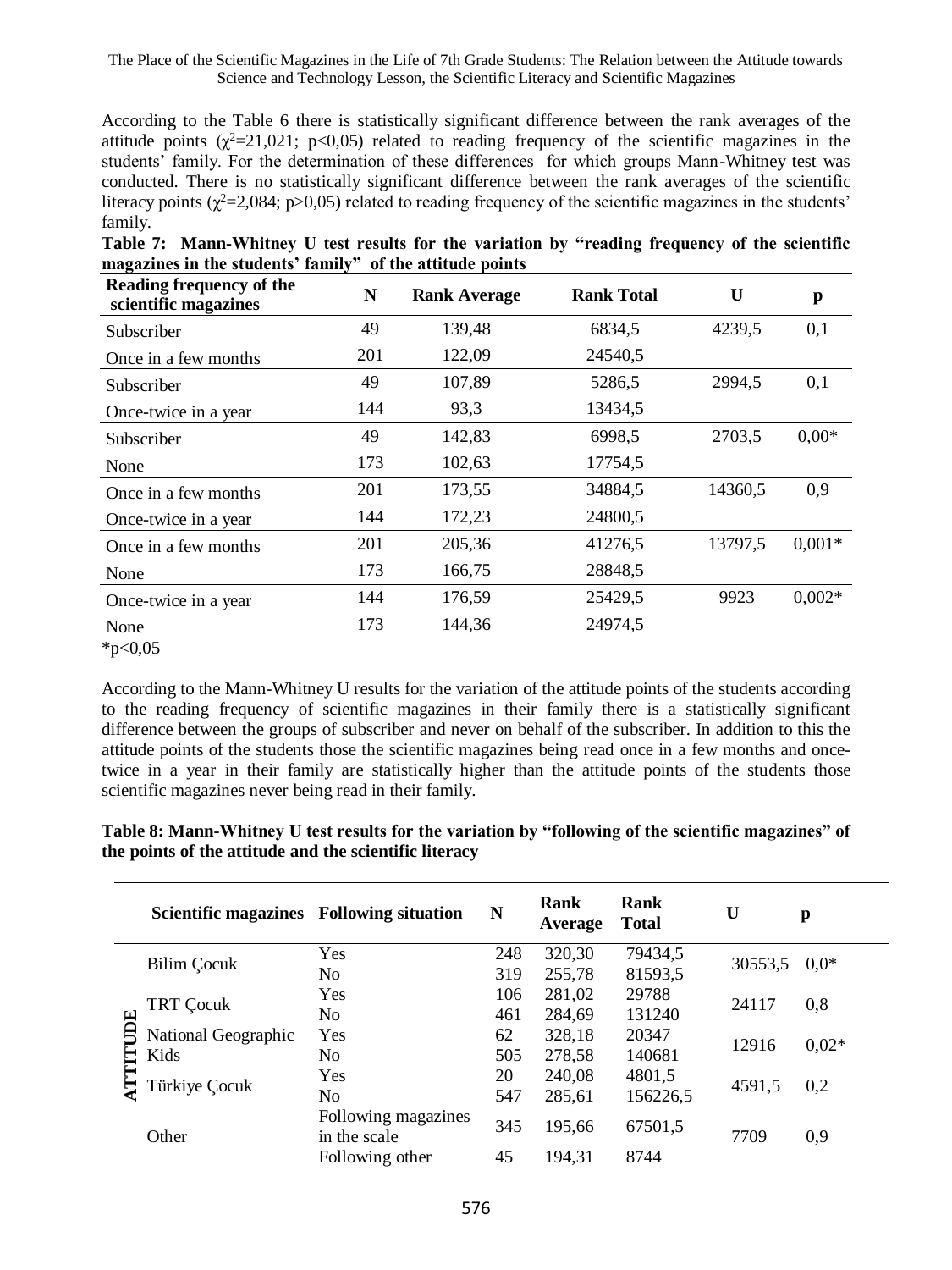According to the Table 6 there is statistically significant difference between the rank averages of the attitude points ($\chi^2$=21,021; p<0,05) related to reading frequency of the scientific magazines in the students' family. For the determination of these differences for which groups Mann-Whitney test was conducted. There is no statistically significant difference between the rank averages of the scientific literacy points ($\chi^2$=2,084; p>0,05) related to reading frequency of the scientific magazines in the students' family.

**Table 7: Mann-Whitney U test results for the variation by "reading frequency of the scientific magazines in the students' family" of the attitude points**

| Reading frequency of the scientific magazines | N | Rank Average | Rank Total | U | p |
|---|---|---|---|---|---|
| Subscriber | 49 | 139,48 | 6834,5 | 4239,5 | 0,1 |
| Once in a few months | 201 | 122,09 | 24540,5 | | |
| Subscriber | 49 | 107,89 | 5286,5 | 2994,5 | 0,1 |
| Once-twice in a year | 144 | 93,3 | 13434,5 | | |
| Subscriber | 49 | 142,83 | 6998,5 | 2703,5 | 0,00* |
| None | 173 | 102,63 | 17754,5 | | |
| Once in a few months | 201 | 173,55 | 34884,5 | 14360,5 | 0,9 |
| Once-twice in a year | 144 | 172,23 | 24800,5 | | |
| Once in a few months | 201 | 205,36 | 41276,5 | 13797,5 | 0,001* |
| None | 173 | 166,75 | 28848,5 | | |
| Once-twice in a year | 144 | 176,59 | 25429,5 | 9923 | 0,002* |
| None | 173 | 144,36 | 24974,5 | | |

*p<0,05

According to the Mann-Whitney U results for the variation of the attitude points of the students according to the reading frequency of scientific magazines in their family there is a statistically significant difference between the groups of subscriber and never on behalf of the subscriber. In addition to this the attitude points of the students those the scientific magazines being read once in a few months and once-twice in a year in their family are statistically higher than the attitude points of the students those scientific magazines never being read in their family.

**Table 8: Mann-Whitney U test results for the variation by "following of the scientific magazines" of the points of the attitude and the scientific literacy**

| | Scientific magazines | Following situation | N | Rank Average | Rank Total | U | p |
|---|---|---|---|---|---|---|---|
| ATTITUDE | Bilim Çocuk | Yes | 248 | 320,30 | 79434,5 | 30553,5 | 0,0* |
| | | No | 319 | 255,78 | 81593,5 | | |
| | TRT Çocuk | Yes | 106 | 281,02 | 29788 | 24117 | 0,8 |
| | | No | 461 | 284,69 | 131240 | | |
| | National Geographic Kids | Yes | 62 | 328,18 | 20347 | 12916 | 0,02* |
| | | No | 505 | 278,58 | 140681 | | |
| | Türkiye Çocuk | Yes | 20 | 240,08 | 4801,5 | 4591,5 | 0,2 |
| | | No | 547 | 285,61 | 156226,5 | | |
| | Other | Following magazines in the scale | 345 | 195,66 | 67501,5 | 7709 | 0,9 |
| | | Following other | 45 | 194,31 | 8744 | | |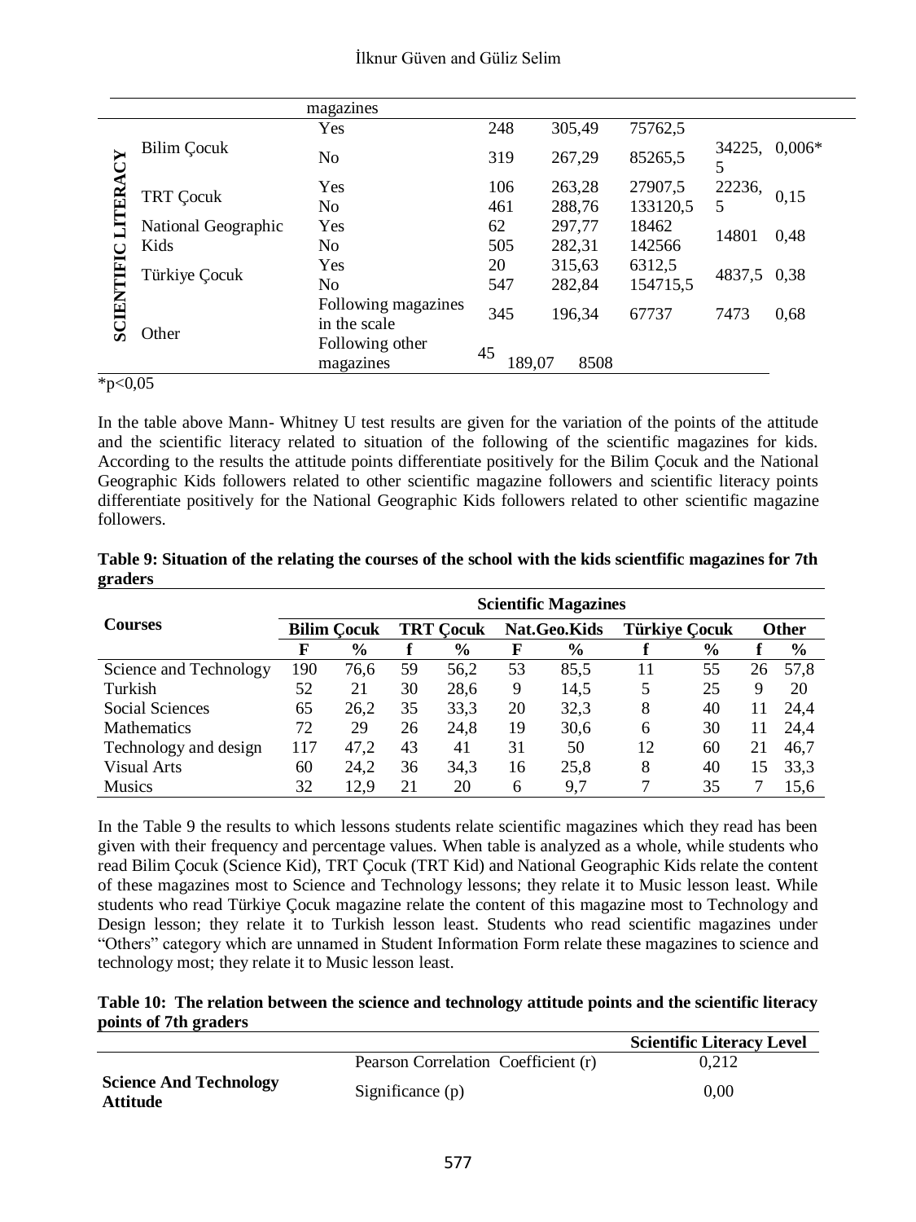| | | magazines | | | | | |
|---|---|---|---|---|---|---|---|
| SCIENTIFIC LITERACY | Bilim Çocuk | Yes | 248 | 305,49 | 75762,5 | 34225,5 | 0,006* |
| | | No | 319 | 267,29 | 85265,5 | | |
| | TRT Çocuk | Yes | 106 | 263,28 | 27907,5 | 22236,5 | 0,15 |
| | | No | 461 | 288,76 | 133120,5 | | |
| | National Geographic Kids | Yes | 62 | 297,77 | 18462 | 14801 | 0,48 |
| | | No | 505 | 282,31 | 142566 | | |
| | Türkiye Çocuk | Yes | 20 | 315,63 | 6312,5 | 4837,5 | 0,38 |
| | | No | 547 | 282,84 | 154715,5 | | |
| | Other | Following magazines in the scale | 345 | 196,34 | 67737 | 7473 | 0,68 |
| | | Following other magazines | 45 | 189,07 | 8508 | | |

*p<0,05

In the table above Mann- Whitney U test results are given for the variation of the points of the attitude and the scientific literacy related to situation of the following of the scientific magazines for kids. According to the results the attitude points differentiate positively for the Bilim Çocuk and the National Geographic Kids followers related to other scientific magazine followers and scientific literacy points differentiate positively for the National Geographic Kids followers related to other scientific magazine followers.

**Table 9: Situation of the relating the courses of the school with the kids scientfific magazines for 7th graders**

| Courses | Scientific Magazines | | | | | | | | | |
|---|---|---|---|---|---|---|---|---|---|---|
| | Bilim Çocuk | | TRT Çocuk | | Nat.Geo.Kids | | Türkiye Çocuk | | Other | |
| | F | % | f | % | F | % | f | % | f | % |
| Science and Technology | 190 | 76,6 | 59 | 56,2 | 53 | 85,5 | 11 | 55 | 26 | 57,8 |
| Turkish | 52 | 21 | 30 | 28,6 | 9 | 14,5 | 5 | 25 | 9 | 20 |
| Social Sciences | 65 | 26,2 | 35 | 33,3 | 20 | 32,3 | 8 | 40 | 11 | 24,4 |
| Mathematics | 72 | 29 | 26 | 24,8 | 19 | 30,6 | 6 | 30 | 11 | 24,4 |
| Technology and design | 117 | 47,2 | 43 | 41 | 31 | 50 | 12 | 60 | 21 | 46,7 |
| Visual Arts | 60 | 24,2 | 36 | 34,3 | 16 | 25,8 | 8 | 40 | 15 | 33,3 |
| Musics | 32 | 12,9 | 21 | 20 | 6 | 9,7 | 7 | 35 | 7 | 15,6 |

In the Table 9 the results to which lessons students relate scientific magazines which they read has been given with their frequency and percentage values. When table is analyzed as a whole, while students who read Bilim Çocuk (Science Kid), TRT Çocuk (TRT Kid) and National Geographic Kids relate the content of these magazines most to Science and Technology lessons; they relate it to Music lesson least. While students who read Türkiye Çocuk magazine relate the content of this magazine most to Technology and Design lesson; they relate it to Turkish lesson least. Students who read scientific magazines under "Others" category which are unnamed in Student Information Form relate these magazines to science and technology most; they relate it to Music lesson least.

**Table 10: The relation between the science and technology attitude points and the scientific literacy points of 7th graders**

| | | Scientific Literacy Level |
|---|---|---|
| **Science And Technology Attitude** | Pearson Correlation Coefficient (r) | 0,212 |
| | Significance (p) | 0,00 |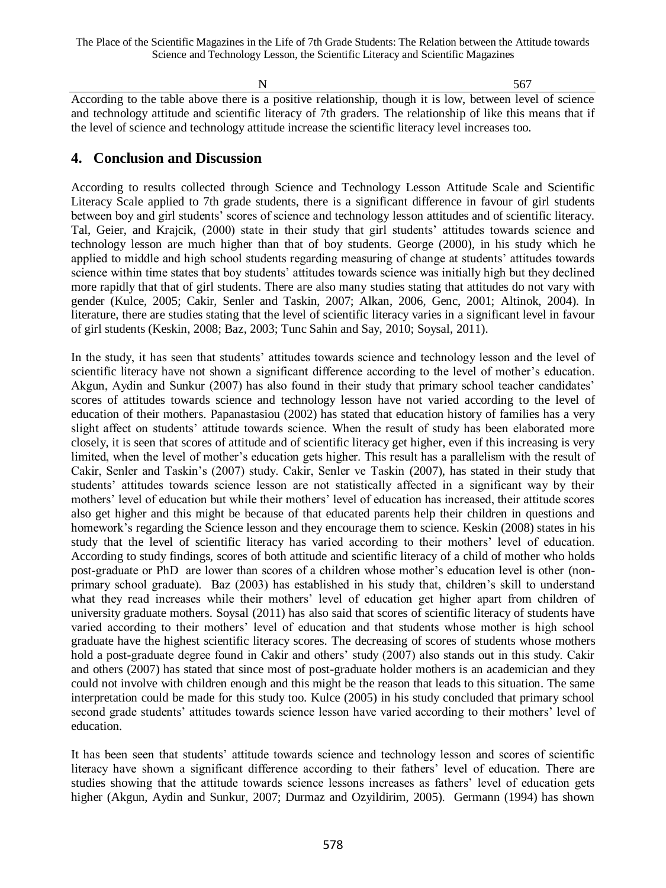| N | 567 |
|---|---|

According to the table above there is a positive relationship, though it is low, between level of science and technology attitude and scientific literacy of 7th graders. The relationship of like this means that if the level of science and technology attitude increase the scientific literacy level increases too.

## 4. Conclusion and Discussion

According to results collected through Science and Technology Lesson Attitude Scale and Scientific Literacy Scale applied to 7th grade students, there is a significant difference in favour of girl students between boy and girl students' scores of science and technology lesson attitudes and of scientific literacy. Tal, Geier, and Krajcik, (2000) state in their study that girl students' attitudes towards science and technology lesson are much higher than that of boy students. George (2000), in his study which he applied to middle and high school students regarding measuring of change at students' attitudes towards science within time states that boy students' attitudes towards science was initially high but they declined more rapidly that that of girl students. There are also many studies stating that attitudes do not vary with gender (Kulce, 2005; Cakir, Senler and Taskin, 2007; Alkan, 2006, Genc, 2001; Altinok, 2004). In literature, there are studies stating that the level of scientific literacy varies in a significant level in favour of girl students (Keskin, 2008; Baz, 2003; Tunc Sahin and Say, 2010; Soysal, 2011).

In the study, it has seen that students' attitudes towards science and technology lesson and the level of scientific literacy have not shown a significant difference according to the level of mother's education. Akgun, Aydin and Sunkur (2007) has also found in their study that primary school teacher candidates' scores of attitudes towards science and technology lesson have not varied according to the level of education of their mothers. Papanastasiou (2002) has stated that education history of families has a very slight affect on students' attitude towards science. When the result of study has been elaborated more closely, it is seen that scores of attitude and of scientific literacy get higher, even if this increasing is very limited, when the level of mother's education gets higher. This result has a parallelism with the result of Cakir, Senler and Taskin's (2007) study. Cakir, Senler ve Taskin (2007), has stated in their study that students' attitudes towards science lesson are not statistically affected in a significant way by their mothers' level of education but while their mothers' level of education has increased, their attitude scores also get higher and this might be because of that educated parents help their children in questions and homework's regarding the Science lesson and they encourage them to science. Keskin (2008) states in his study that the level of scientific literacy has varied according to their mothers' level of education. According to study findings, scores of both attitude and scientific literacy of a child of mother who holds post-graduate or PhD are lower than scores of a children whose mother's education level is other (non-primary school graduate). Baz (2003) has established in his study that, children's skill to understand what they read increases while their mothers' level of education get higher apart from children of university graduate mothers. Soysal (2011) has also said that scores of scientific literacy of students have varied according to their mothers' level of education and that students whose mother is high school graduate have the highest scientific literacy scores. The decreasing of scores of students whose mothers hold a post-graduate degree found in Cakir and others' study (2007) also stands out in this study. Cakir and others (2007) has stated that since most of post-graduate holder mothers is an academician and they could not involve with children enough and this might be the reason that leads to this situation. The same interpretation could be made for this study too. Kulce (2005) in his study concluded that primary school second grade students' attitudes towards science lesson have varied according to their mothers' level of education.

It has been seen that students' attitude towards science and technology lesson and scores of scientific literacy have shown a significant difference according to their fathers' level of education. There are studies showing that the attitude towards science lessons increases as fathers' level of education gets higher (Akgun, Aydin and Sunkur, 2007; Durmaz and Ozyildirim, 2005). Germann (1994) has shown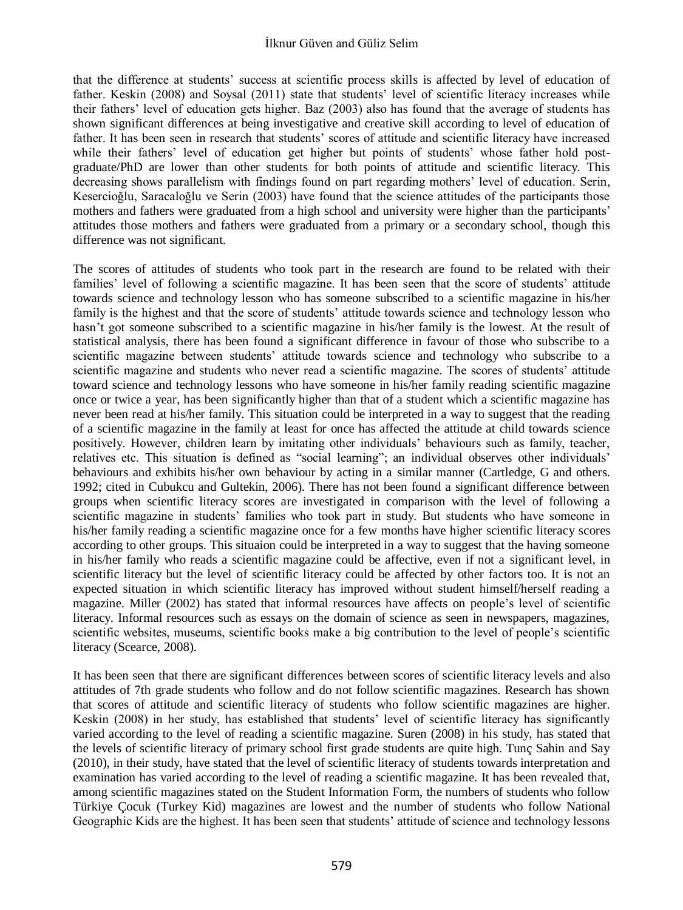that the difference at students' success at scientific process skills is affected by level of education of father. Keskin (2008) and Soysal (2011) state that students' level of scientific literacy increases while their fathers' level of education gets higher. Baz (2003) also has found that the average of students has shown significant differences at being investigative and creative skill according to level of education of father. It has been seen in research that students' scores of attitude and scientific literacy have increased while their fathers' level of education get higher but points of students' whose father hold post-graduate/PhD are lower than other students for both points of attitude and scientific literacy. This decreasing shows parallelism with findings found on part regarding mothers' level of education. Serin, Kesercioğlu, Saracaloğlu ve Serin (2003) have found that the science attitudes of the participants those mothers and fathers were graduated from a high school and university were higher than the participants' attitudes those mothers and fathers were graduated from a primary or a secondary school, though this difference was not significant.

The scores of attitudes of students who took part in the research are found to be related with their families' level of following a scientific magazine. It has been seen that the score of students' attitude towards science and technology lesson who has someone subscribed to a scientific magazine in his/her family is the highest and that the score of students' attitude towards science and technology lesson who hasn't got someone subscribed to a scientific magazine in his/her family is the lowest. At the result of statistical analysis, there has been found a significant difference in favour of those who subscribe to a scientific magazine between students' attitude towards science and technology who subscribe to a scientific magazine and students who never read a scientific magazine. The scores of students' attitude toward science and technology lessons who have someone in his/her family reading scientific magazine once or twice a year, has been significantly higher than that of a student which a scientific magazine has never been read at his/her family. This situation could be interpreted in a way to suggest that the reading of a scientific magazine in the family at least for once has affected the attitude at child towards science positively. However, children learn by imitating other individuals' behaviours such as family, teacher, relatives etc. This situation is defined as "social learning"; an individual observes other individuals' behaviours and exhibits his/her own behaviour by acting in a similar manner (Cartledge, G and others. 1992; cited in Cubukcu and Gultekin, 2006). There has not been found a significant difference between groups when scientific literacy scores are investigated in comparison with the level of following a scientific magazine in students' families who took part in study. But students who have someone in his/her family reading a scientific magazine once for a few months have higher scientific literacy scores according to other groups. This situaion could be interpreted in a way to suggest that the having someone in his/her family who reads a scientific magazine could be affective, even if not a significant level, in scientific literacy but the level of scientific literacy could be affected by other factors too. It is not an expected situation in which scientific literacy has improved without student himself/herself reading a magazine. Miller (2002) has stated that informal resources have affects on people's level of scientific literacy. Informal resources such as essays on the domain of science as seen in newspapers, magazines, scientific websites, museums, scientific books make a big contribution to the level of people's scientific literacy (Scearce, 2008).

It has been seen that there are significant differences between scores of scientific literacy levels and also attitudes of 7th grade students who follow and do not follow scientific magazines. Research has shown that scores of attitude and scientific literacy of students who follow scientific magazines are higher. Keskin (2008) in her study, has established that students' level of scientific literacy has significantly varied according to the level of reading a scientific magazine. Suren (2008) in his study, has stated that the levels of scientific literacy of primary school first grade students are quite high. Tunç Sahin and Say (2010), in their study, have stated that the level of scientific literacy of students towards interpretation and examination has varied according to the level of reading a scientific magazine. It has been revealed that, among scientific magazines stated on the Student Information Form, the numbers of students who follow Türkiye Çocuk (Turkey Kid) magazines are lowest and the number of students who follow National Geographic Kids are the highest. It has been seen that students' attitude of science and technology lessons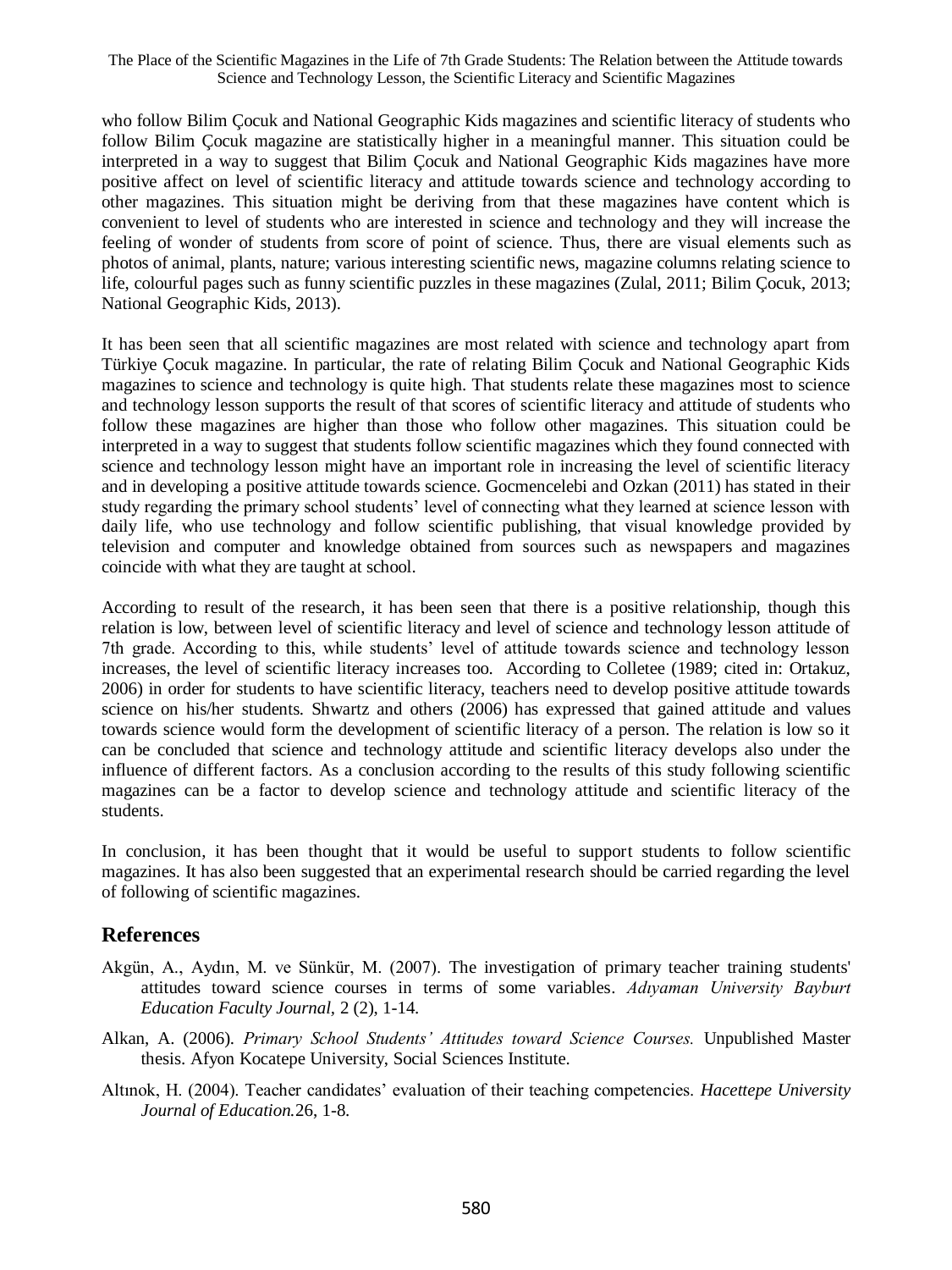who follow Bilim Çocuk and National Geographic Kids magazines and scientific literacy of students who follow Bilim Çocuk magazine are statistically higher in a meaningful manner. This situation could be interpreted in a way to suggest that Bilim Çocuk and National Geographic Kids magazines have more positive affect on level of scientific literacy and attitude towards science and technology according to other magazines. This situation might be deriving from that these magazines have content which is convenient to level of students who are interested in science and technology and they will increase the feeling of wonder of students from score of point of science. Thus, there are visual elements such as photos of animal, plants, nature; various interesting scientific news, magazine columns relating science to life, colourful pages such as funny scientific puzzles in these magazines (Zulal, 2011; Bilim Çocuk, 2013; National Geographic Kids, 2013).

It has been seen that all scientific magazines are most related with science and technology apart from Türkiye Çocuk magazine. In particular, the rate of relating Bilim Çocuk and National Geographic Kids magazines to science and technology is quite high. That students relate these magazines most to science and technology lesson supports the result of that scores of scientific literacy and attitude of students who follow these magazines are higher than those who follow other magazines. This situation could be interpreted in a way to suggest that students follow scientific magazines which they found connected with science and technology lesson might have an important role in increasing the level of scientific literacy and in developing a positive attitude towards science. Gocmencelebi and Ozkan (2011) has stated in their study regarding the primary school students' level of connecting what they learned at science lesson with daily life, who use technology and follow scientific publishing, that visual knowledge provided by television and computer and knowledge obtained from sources such as newspapers and magazines coincide with what they are taught at school.

According to result of the research, it has been seen that there is a positive relationship, though this relation is low, between level of scientific literacy and level of science and technology lesson attitude of 7th grade. According to this, while students' level of attitude towards science and technology lesson increases, the level of scientific literacy increases too. According to Colletee (1989; cited in: Ortakuz, 2006) in order for students to have scientific literacy, teachers need to develop positive attitude towards science on his/her students. Shwartz and others (2006) has expressed that gained attitude and values towards science would form the development of scientific literacy of a person. The relation is low so it can be concluded that science and technology attitude and scientific literacy develops also under the influence of different factors. As a conclusion according to the results of this study following scientific magazines can be a factor to develop science and technology attitude and scientific literacy of the students.

In conclusion, it has been thought that it would be useful to support students to follow scientific magazines. It has also been suggested that an experimental research should be carried regarding the level of following of scientific magazines.

## References

Akgün, A., Aydın, M. ve Sünkür, M. (2007). The investigation of primary teacher training students' attitudes toward science courses in terms of some variables. *Adıyaman University Bayburt Education Faculty Journal*, 2 (2), 1-14.

Alkan, A. (2006). *Primary School Students' Attitudes toward Science Courses.* Unpublished Master thesis. Afyon Kocatepe University, Social Sciences Institute.

Altınok, H. (2004). Teacher candidates' evaluation of their teaching competencies. *Hacettepe University Journal of Education.*26, 1-8.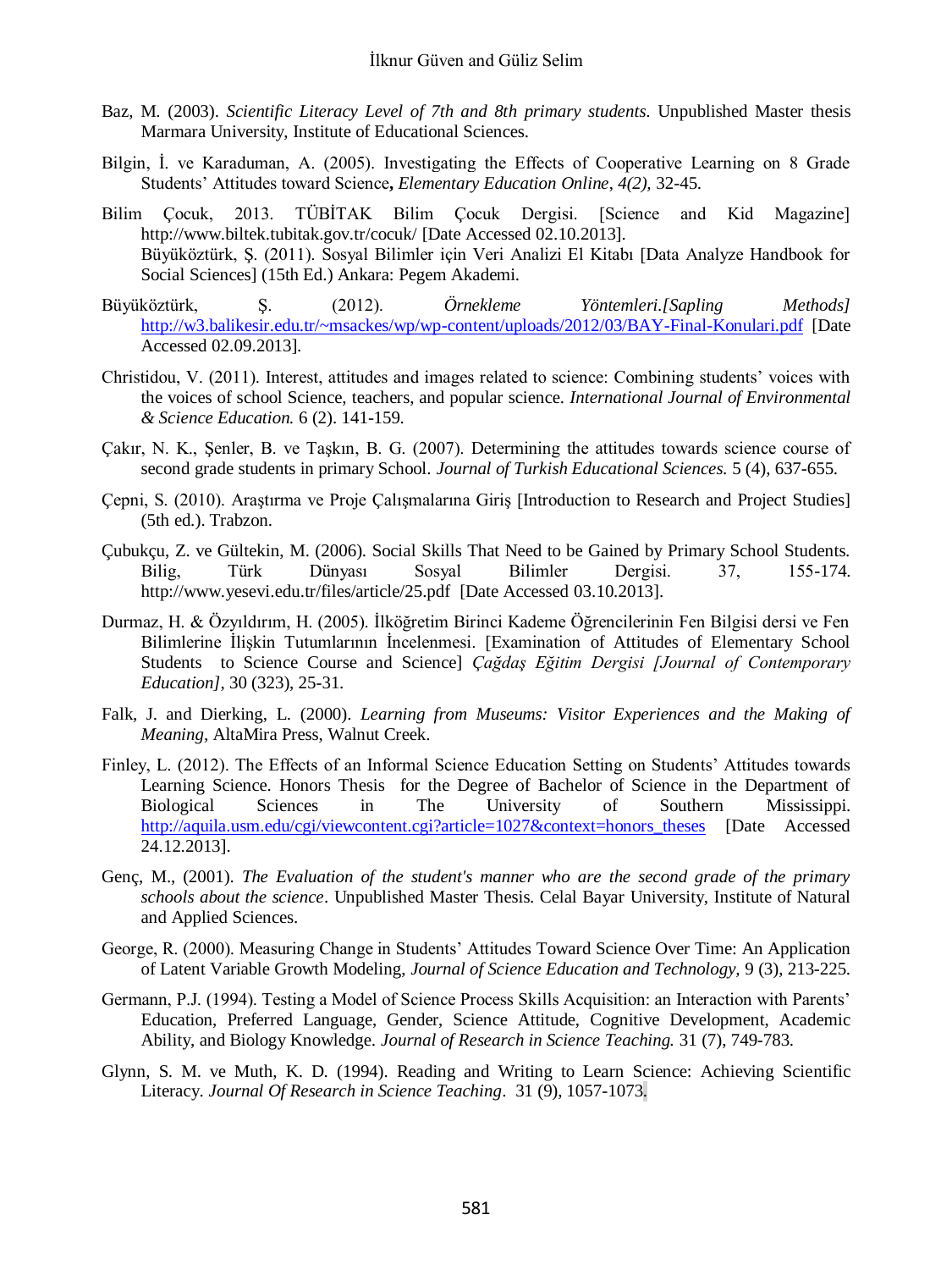Baz, M. (2003). *Scientific Literacy Level of 7th and 8th primary students*. Unpublished Master thesis Marmara University, Institute of Educational Sciences.

Bilgin, İ. ve Karaduman, A. (2005). Investigating the Effects of Cooperative Learning on 8 Grade Students' Attitudes toward Science**,** *Elementary Education Online*, *4(2),* 32-45.

Bilim Çocuk, 2013. TÜBİTAK Bilim Çocuk Dergisi. [Science and Kid Magazine] http://www.biltek.tubitak.gov.tr/cocuk/ [Date Accessed 02.10.2013].

Büyüköztürk, Ş. (2011). Sosyal Bilimler için Veri Analizi El Kitabı [Data Analyze Handbook for Social Sciences] (15th Ed.) Ankara: Pegem Akademi.

Büyüköztürk, Ş. (2012). *Örnekleme Yöntemleri.[Sapling Methods]* http://w3.balikesir.edu.tr/~msackes/wp/wp-content/uploads/2012/03/BAY-Final-Konulari.pdf [Date Accessed 02.09.2013].

Christidou, V. (2011). Interest, attitudes and images related to science: Combining students' voices with the voices of school Science, teachers, and popular science. *International Journal of Environmental & Science Education.* 6 (2). 141-159.

Çakır, N. K., Şenler, B. ve Taşkın, B. G. (2007). Determining the attitudes towards science course of second grade students in primary School. *Journal of Turkish Educational Sciences.* 5 (4), 637-655.

Çepni, S. (2010). Araştırma ve Proje Çalışmalarına Giriş [Introduction to Research and Project Studies] (5th ed.). Trabzon.

Çubukçu, Z. ve Gültekin, M. (2006). Social Skills That Need to be Gained by Primary School Students. Bilig, Türk Dünyası Sosyal Bilimler Dergisi. 37, 155-174. http://www.yesevi.edu.tr/files/article/25.pdf [Date Accessed 03.10.2013].

Durmaz, H. & Özyıldırım, H. (2005). İlköğretim Birinci Kademe Öğrencilerinin Fen Bilgisi dersi ve Fen Bilimlerine İlişkin Tutumlarının İncelenmesi. [Examination of Attitudes of Elementary School Students to Science Course and Science] *Çağdaş Eğitim Dergisi [Journal of Contemporary Education]*, 30 (323), 25-31.

Falk, J. and Dierking, L. (2000). *Learning from Museums: Visitor Experiences and the Making of Meaning,* AltaMira Press, Walnut Creek.

Finley, L. (2012). The Effects of an Informal Science Education Setting on Students' Attitudes towards Learning Science. Honors Thesis for the Degree of Bachelor of Science in the Department of Biological Sciences in The University of Southern Mississippi. http://aquila.usm.edu/cgi/viewcontent.cgi?article=1027&context=honors_theses [Date Accessed 24.12.2013].

Genç, M., (2001). *The Evaluation of the student's manner who are the second grade of the primary schools about the science*. Unpublished Master Thesis. Celal Bayar University, Institute of Natural and Applied Sciences.

George, R. (2000). Measuring Change in Students' Attitudes Toward Science Over Time: An Application of Latent Variable Growth Modeling, *Journal of Science Education and Technology,* 9 (3), 213-225.

Germann, P.J. (1994). Testing a Model of Science Process Skills Acquisition: an Interaction with Parents' Education, Preferred Language, Gender, Science Attitude, Cognitive Development, Academic Ability, and Biology Knowledge. *Journal of Research in Science Teaching.* 31 (7), 749-783.

Glynn, S. M. ve Muth, K. D. (1994). Reading and Writing to Learn Science: Achieving Scientific Literacy. *Journal Of Research in Science Teaching*. 31 (9), 1057-1073.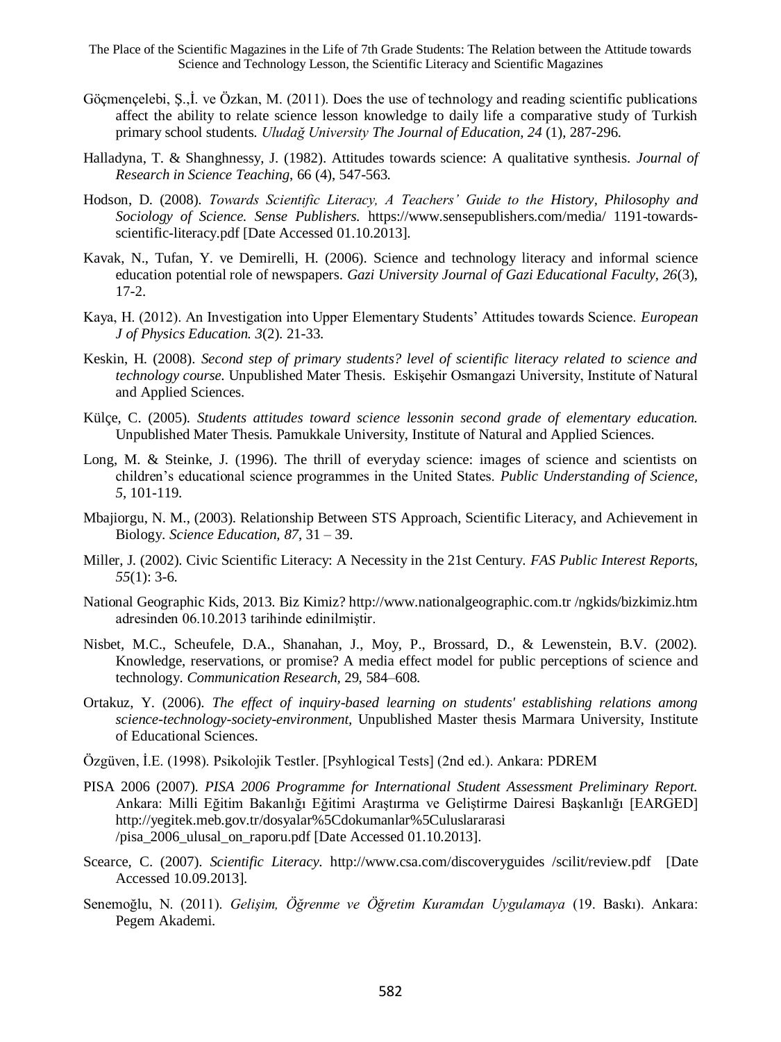Göçmençelebi, Ş.,İ. ve Özkan, M. (2011). Does the use of technology and reading scientific publications affect the ability to relate science lesson knowledge to daily life a comparative study of Turkish primary school students. *Uludağ University The Journal of Education, 24* (1), 287-296.

Halladyna, T. & Shanghnessy, J. (1982). Attitudes towards science: A qualitative synthesis. *Journal of Research in Science Teaching*, 66 (4), 547-563.

Hodson, D. (2008). *Towards Scientific Literacy, A Teachers' Guide to the History, Philosophy and Sociology of Science. Sense Publishers.* https://www.sensepublishers.com/media/ 1191-towards-scientific-literacy.pdf [Date Accessed 01.10.2013].

Kavak, N., Tufan, Y. ve Demirelli, H. (2006). Science and technology literacy and informal science education potential role of newspapers. *Gazi University Journal of Gazi Educational Faculty, 26*(3), 17-2.

Kaya, H. (2012). An Investigation into Upper Elementary Students' Attitudes towards Science. *European J of Physics Education. 3*(2). 21-33.

Keskin, H. (2008). *Second step of primary students? level of scientific literacy related to science and technology course.* Unpublished Mater Thesis. Eskişehir Osmangazi University, Institute of Natural and Applied Sciences.

Külçe, C. (2005). *Students attitudes toward science lessonin second grade of elementary education.* Unpublished Mater Thesis. Pamukkale University, Institute of Natural and Applied Sciences.

Long, M. & Steinke, J. (1996). The thrill of everyday science: images of science and scientists on children's educational science programmes in the United States. *Public Understanding of Science, 5*, 101-119.

Mbajiorgu, N. M., (2003). Relationship Between STS Approach, Scientific Literacy, and Achievement in Biology. *Science Education, 87*, 31 – 39.

Miller, J. (2002). Civic Scientific Literacy: A Necessity in the 21st Century. *FAS Public Interest Reports, 55*(1): 3-6.

National Geographic Kids, 2013. Biz Kimiz? http://www.nationalgeographic.com.tr /ngkids/bizkimiz.htm adresinden 06.10.2013 tarihinde edinilmiştir.

Nisbet, M.C., Scheufele, D.A., Shanahan, J., Moy, P., Brossard, D., & Lewenstein, B.V. (2002). Knowledge, reservations, or promise? A media effect model for public perceptions of science and technology. *Communication Research*, 29, 584–608.

Ortakuz, Y. (2006). *The effect of inquiry-based learning on students' establishing relations among science-technology-society-environment,* Unpublished Master thesis Marmara University, Institute of Educational Sciences.

Özgüven, İ.E. (1998). Psikolojik Testler. [Psyhlogical Tests] (2nd ed.). Ankara: PDREM

PISA 2006 (2007). *PISA 2006 Programme for International Student Assessment Preliminary Report.* Ankara: Milli Eğitim Bakanlığı Eğitimi Araştırma ve Geliştirme Dairesi Başkanlığı [EARGED] http://yegitek.meb.gov.tr/dosyalar%5Cdokumanlar%5Culuslararasi /pisa_2006_ulusal_on_raporu.pdf [Date Accessed 01.10.2013].

Scearce, C. (2007). *Scientific Literacy.* http://www.csa.com/discoveryguides /scilit/review.pdf [Date Accessed 10.09.2013].

Senemoğlu, N. (2011). *Gelişim, Öğrenme ve Öğretim Kuramdan Uygulamaya* (19. Baskı). Ankara: Pegem Akademi.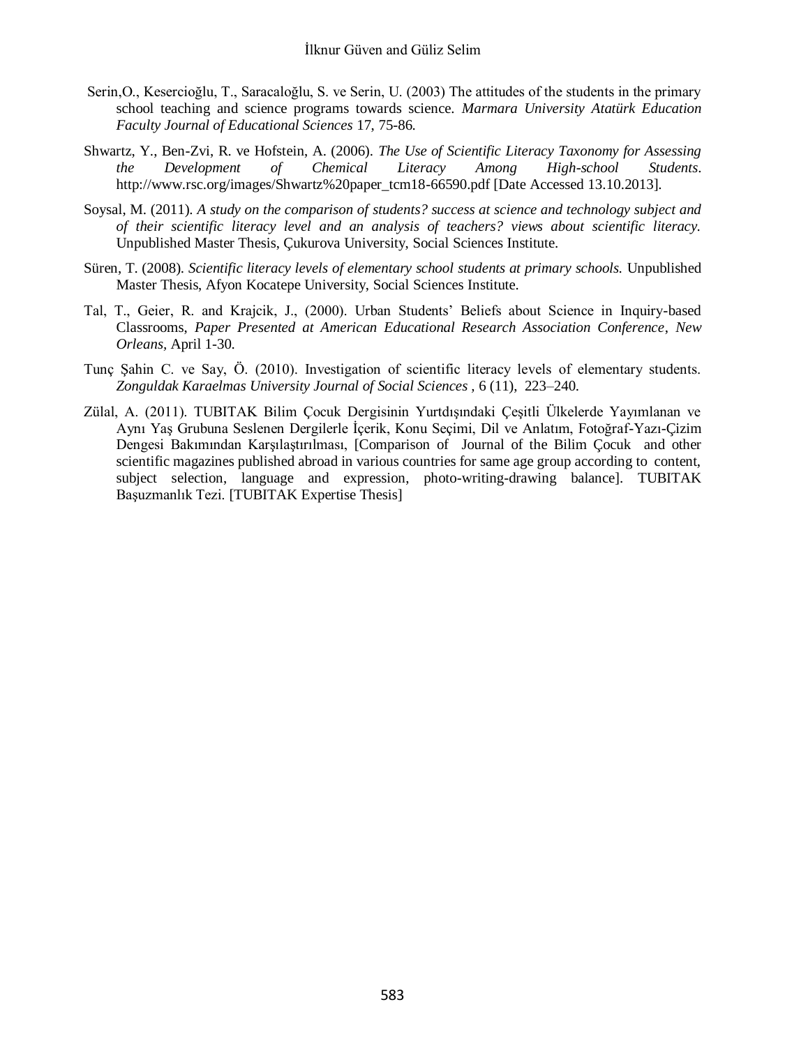Serin,O., Kesercioğlu, T., Saracaloğlu, S. ve Serin, U. (2003) The attitudes of the students in the primary school teaching and science programs towards science. *Marmara University Atatürk Education Faculty Journal of Educational Sciences* 17, 75-86.

Shwartz, Y., Ben-Zvi, R. ve Hofstein, A. (2006). *The Use of Scientific Literacy Taxonomy for Assessing the Development of Chemical Literacy Among High-school Students*. http://www.rsc.org/images/Shwartz%20paper_tcm18-66590.pdf [Date Accessed 13.10.2013].

Soysal, M. (2011). *A study on the comparison of students? success at science and technology subject and of their scientific literacy level and an analysis of teachers? views about scientific literacy.* Unpublished Master Thesis, Çukurova University, Social Sciences Institute.

Süren, T. (2008). *Scientific literacy levels of elementary school students at primary schools.* Unpublished Master Thesis, Afyon Kocatepe University, Social Sciences Institute.

Tal, T., Geier, R. and Krajcik, J., (2000). Urban Students' Beliefs about Science in Inquiry-based Classrooms, *Paper Presented at American Educational Research Association Conference*, *New Orleans,* April 1-30.

Tunç Şahin C. ve Say, Ö. (2010). Investigation of scientific literacy levels of elementary students. *Zonguldak Karaelmas University Journal of Social Sciences* , 6 (11), 223–240.

Zülal, A. (2011). TUBITAK Bilim Çocuk Dergisinin Yurtdışındaki Çeşitli Ülkelerde Yayımlanan ve Aynı Yaş Grubuna Seslenen Dergilerle İçerik, Konu Seçimi, Dil ve Anlatım, Fotoğraf-Yazı-Çizim Dengesi Bakımından Karşılaştırılması, [Comparison of Journal of the Bilim Çocuk and other scientific magazines published abroad in various countries for same age group according to content, subject selection, language and expression, photo-writing-drawing balance]. TUBITAK Başuzmanlık Tezi. [TUBITAK Expertise Thesis]